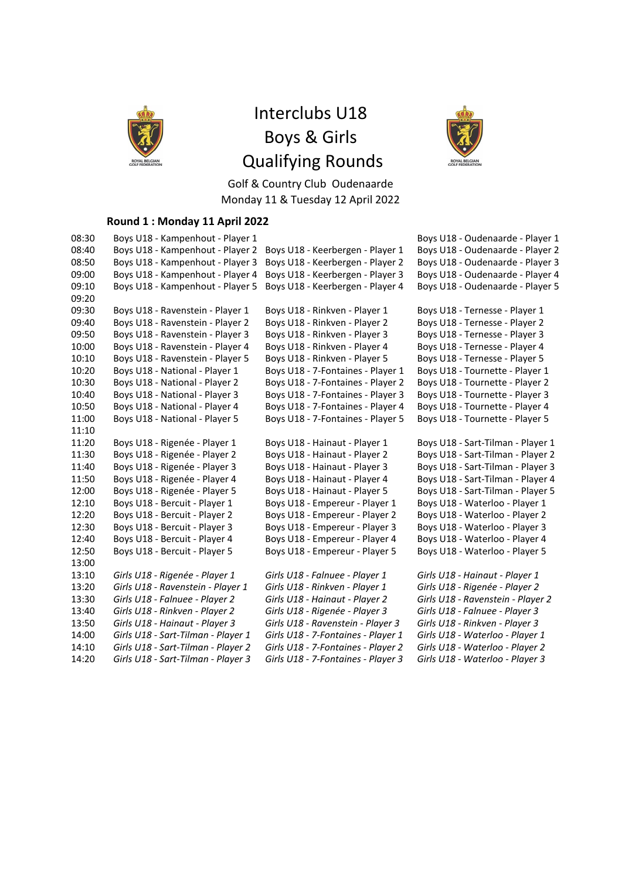# Interclubs U18
# Boys & Girls
# Qualifying Rounds

Golf & Country Club Oudenaarde
Monday 11 & Tuesday 12 April 2022

### Round 1 : Monday 11 April 2022

| Time | | | |
|---|---|---|---|
| 08:30 | Boys U18 - Kampenhout - Player 1 | | Boys U18 - Oudenaarde - Player 1 |
| 08:40 | Boys U18 - Kampenhout - Player 2 | Boys U18 - Keerbergen - Player 1 | Boys U18 - Oudenaarde - Player 2 |
| 08:50 | Boys U18 - Kampenhout - Player 3 | Boys U18 - Keerbergen - Player 2 | Boys U18 - Oudenaarde - Player 3 |
| 09:00 | Boys U18 - Kampenhout - Player 4 | Boys U18 - Keerbergen - Player 3 | Boys U18 - Oudenaarde - Player 4 |
| 09:10 | Boys U18 - Kampenhout - Player 5 | Boys U18 - Keerbergen - Player 4 | Boys U18 - Oudenaarde - Player 5 |
| 09:20 | | | |
| 09:30 | Boys U18 - Ravenstein - Player 1 | Boys U18 - Rinkven - Player 1 | Boys U18 - Ternesse - Player 1 |
| 09:40 | Boys U18 - Ravenstein - Player 2 | Boys U18 - Rinkven - Player 2 | Boys U18 - Ternesse - Player 2 |
| 09:50 | Boys U18 - Ravenstein - Player 3 | Boys U18 - Rinkven - Player 3 | Boys U18 - Ternesse - Player 3 |
| 10:00 | Boys U18 - Ravenstein - Player 4 | Boys U18 - Rinkven - Player 4 | Boys U18 - Ternesse - Player 4 |
| 10:10 | Boys U18 - Ravenstein - Player 5 | Boys U18 - Rinkven - Player 5 | Boys U18 - Ternesse - Player 5 |
| 10:20 | Boys U18 - National - Player 1 | Boys U18 - 7-Fontaines - Player 1 | Boys U18 - Tournette - Player 1 |
| 10:30 | Boys U18 - National - Player 2 | Boys U18 - 7-Fontaines - Player 2 | Boys U18 - Tournette - Player 2 |
| 10:40 | Boys U18 - National - Player 3 | Boys U18 - 7-Fontaines - Player 3 | Boys U18 - Tournette - Player 3 |
| 10:50 | Boys U18 - National - Player 4 | Boys U18 - 7-Fontaines - Player 4 | Boys U18 - Tournette - Player 4 |
| 11:00 | Boys U18 - National - Player 5 | Boys U18 - 7-Fontaines - Player 5 | Boys U18 - Tournette - Player 5 |
| 11:10 | | | |
| 11:20 | Boys U18 - Rigenée - Player 1 | Boys U18 - Hainaut - Player 1 | Boys U18 - Sart-Tilman - Player 1 |
| 11:30 | Boys U18 - Rigenée - Player 2 | Boys U18 - Hainaut - Player 2 | Boys U18 - Sart-Tilman - Player 2 |
| 11:40 | Boys U18 - Rigenée - Player 3 | Boys U18 - Hainaut - Player 3 | Boys U18 - Sart-Tilman - Player 3 |
| 11:50 | Boys U18 - Rigenée - Player 4 | Boys U18 - Hainaut - Player 4 | Boys U18 - Sart-Tilman - Player 4 |
| 12:00 | Boys U18 - Rigenée - Player 5 | Boys U18 - Hainaut - Player 5 | Boys U18 - Sart-Tilman - Player 5 |
| 12:10 | Boys U18 - Bercuit - Player 1 | Boys U18 - Empereur - Player 1 | Boys U18 - Waterloo - Player 1 |
| 12:20 | Boys U18 - Bercuit - Player 2 | Boys U18 - Empereur - Player 2 | Boys U18 - Waterloo - Player 2 |
| 12:30 | Boys U18 - Bercuit - Player 3 | Boys U18 - Empereur - Player 3 | Boys U18 - Waterloo - Player 3 |
| 12:40 | Boys U18 - Bercuit - Player 4 | Boys U18 - Empereur - Player 4 | Boys U18 - Waterloo - Player 4 |
| 12:50 | Boys U18 - Bercuit - Player 5 | Boys U18 - Empereur - Player 5 | Boys U18 - Waterloo - Player 5 |
| 13:00 | | | |
| 13:10 | *Girls U18 - Rigenée - Player 1* | *Girls U18 - Falnuee - Player 1* | *Girls U18 - Hainaut - Player 1* |
| 13:20 | *Girls U18 - Ravenstein - Player 1* | *Girls U18 - Rinkven - Player 1* | *Girls U18 - Rigenée - Player 2* |
| 13:30 | *Girls U18 - Falnuee - Player 2* | *Girls U18 - Hainaut - Player 2* | *Girls U18 - Ravenstein - Player 2* |
| 13:40 | *Girls U18 - Rinkven - Player 2* | *Girls U18 - Rigenée - Player 3* | *Girls U18 - Falnuee - Player 3* |
| 13:50 | *Girls U18 - Hainaut - Player 3* | *Girls U18 - Ravenstein - Player 3* | *Girls U18 - Rinkven - Player 3* |
| 14:00 | *Girls U18 - Sart-Tilman - Player 1* | *Girls U18 - 7-Fontaines - Player 1* | *Girls U18 - Waterloo - Player 1* |
| 14:10 | *Girls U18 - Sart-Tilman - Player 2* | *Girls U18 - 7-Fontaines - Player 2* | *Girls U18 - Waterloo - Player 2* |
| 14:20 | *Girls U18 - Sart-Tilman - Player 3* | *Girls U18 - 7-Fontaines - Player 3* | *Girls U18 - Waterloo - Player 3* |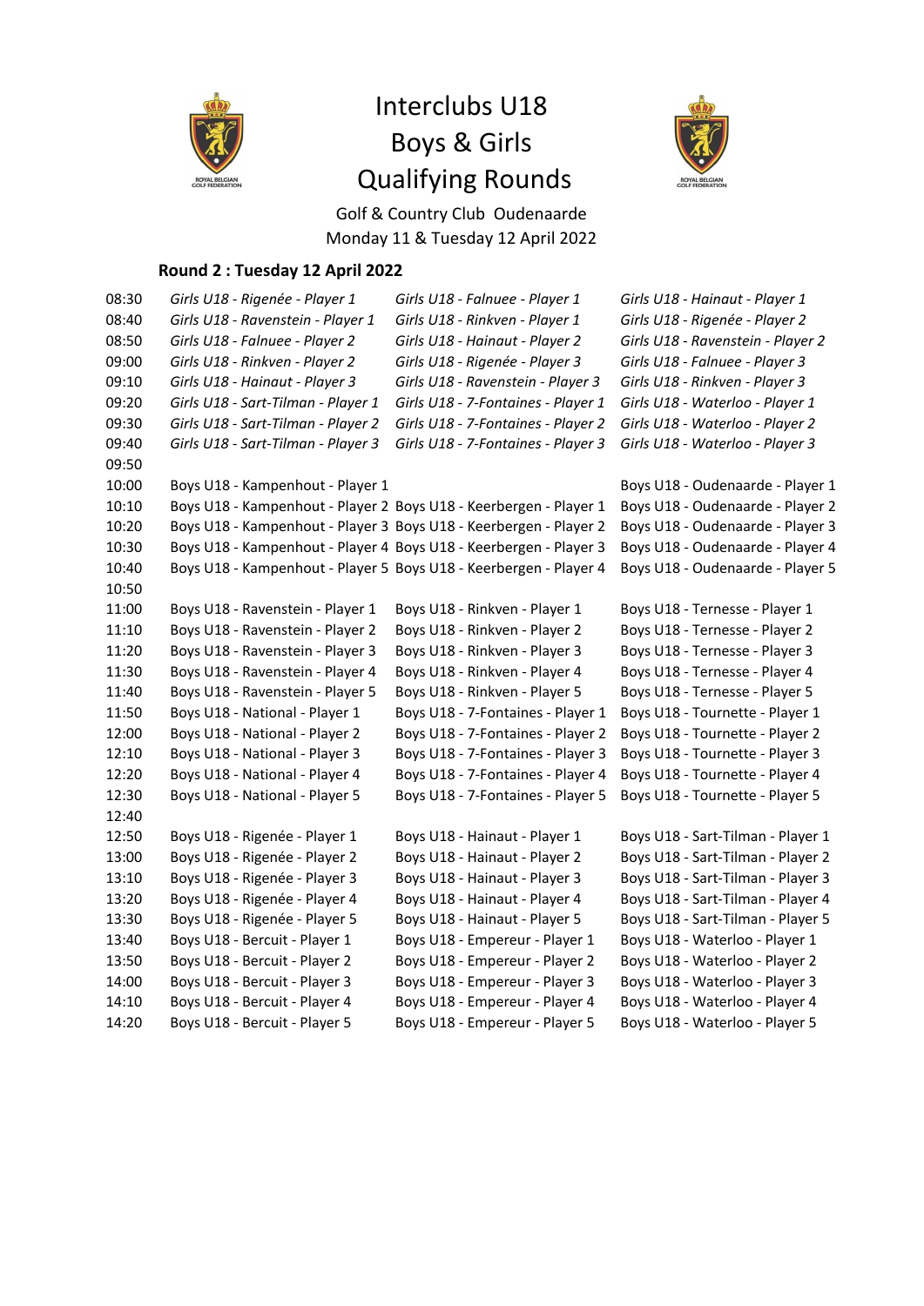# Interclubs U18
# Boys & Girls
# Qualifying Rounds

Golf & Country Club Oudenaarde
Monday 11 & Tuesday 12 April 2022

**Round 2 : Tuesday 12 April 2022**

| | | | |
|---|---|---|---|
| 08:30 | *Girls U18 - Rigenée - Player 1* | *Girls U18 - Falnuee - Player 1* | *Girls U18 - Hainaut - Player 1* |
| 08:40 | *Girls U18 - Ravenstein - Player 1* | *Girls U18 - Rinkven - Player 1* | *Girls U18 - Rigenée - Player 2* |
| 08:50 | *Girls U18 - Falnuee - Player 2* | *Girls U18 - Hainaut - Player 2* | *Girls U18 - Ravenstein - Player 2* |
| 09:00 | *Girls U18 - Rinkven - Player 2* | *Girls U18 - Rigenée - Player 3* | *Girls U18 - Falnuee - Player 3* |
| 09:10 | *Girls U18 - Hainaut - Player 3* | *Girls U18 - Ravenstein - Player 3* | *Girls U18 - Rinkven - Player 3* |
| 09:20 | *Girls U18 - Sart-Tilman - Player 1* | *Girls U18 - 7-Fontaines - Player 1* | *Girls U18 - Waterloo - Player 1* |
| 09:30 | *Girls U18 - Sart-Tilman - Player 2* | *Girls U18 - 7-Fontaines - Player 2* | *Girls U18 - Waterloo - Player 2* |
| 09:40 | *Girls U18 - Sart-Tilman - Player 3* | *Girls U18 - 7-Fontaines - Player 3* | *Girls U18 - Waterloo - Player 3* |
| 09:50 | | | |
| 10:00 | Boys U18 - Kampenhout - Player 1 | | Boys U18 - Oudenaarde - Player 1 |
| 10:10 | Boys U18 - Kampenhout - Player 2 | Boys U18 - Keerbergen - Player 1 | Boys U18 - Oudenaarde - Player 2 |
| 10:20 | Boys U18 - Kampenhout - Player 3 | Boys U18 - Keerbergen - Player 2 | Boys U18 - Oudenaarde - Player 3 |
| 10:30 | Boys U18 - Kampenhout - Player 4 | Boys U18 - Keerbergen - Player 3 | Boys U18 - Oudenaarde - Player 4 |
| 10:40 | Boys U18 - Kampenhout - Player 5 | Boys U18 - Keerbergen - Player 4 | Boys U18 - Oudenaarde - Player 5 |
| 10:50 | | | |
| 11:00 | Boys U18 - Ravenstein - Player 1 | Boys U18 - Rinkven - Player 1 | Boys U18 - Ternesse - Player 1 |
| 11:10 | Boys U18 - Ravenstein - Player 2 | Boys U18 - Rinkven - Player 2 | Boys U18 - Ternesse - Player 2 |
| 11:20 | Boys U18 - Ravenstein - Player 3 | Boys U18 - Rinkven - Player 3 | Boys U18 - Ternesse - Player 3 |
| 11:30 | Boys U18 - Ravenstein - Player 4 | Boys U18 - Rinkven - Player 4 | Boys U18 - Ternesse - Player 4 |
| 11:40 | Boys U18 - Ravenstein - Player 5 | Boys U18 - Rinkven - Player 5 | Boys U18 - Ternesse - Player 5 |
| 11:50 | Boys U18 - National - Player 1 | Boys U18 - 7-Fontaines - Player 1 | Boys U18 - Tournette - Player 1 |
| 12:00 | Boys U18 - National - Player 2 | Boys U18 - 7-Fontaines - Player 2 | Boys U18 - Tournette - Player 2 |
| 12:10 | Boys U18 - National - Player 3 | Boys U18 - 7-Fontaines - Player 3 | Boys U18 - Tournette - Player 3 |
| 12:20 | Boys U18 - National - Player 4 | Boys U18 - 7-Fontaines - Player 4 | Boys U18 - Tournette - Player 4 |
| 12:30 | Boys U18 - National - Player 5 | Boys U18 - 7-Fontaines - Player 5 | Boys U18 - Tournette - Player 5 |
| 12:40 | | | |
| 12:50 | Boys U18 - Rigenée - Player 1 | Boys U18 - Hainaut - Player 1 | Boys U18 - Sart-Tilman - Player 1 |
| 13:00 | Boys U18 - Rigenée - Player 2 | Boys U18 - Hainaut - Player 2 | Boys U18 - Sart-Tilman - Player 2 |
| 13:10 | Boys U18 - Rigenée - Player 3 | Boys U18 - Hainaut - Player 3 | Boys U18 - Sart-Tilman - Player 3 |
| 13:20 | Boys U18 - Rigenée - Player 4 | Boys U18 - Hainaut - Player 4 | Boys U18 - Sart-Tilman - Player 4 |
| 13:30 | Boys U18 - Rigenée - Player 5 | Boys U18 - Hainaut - Player 5 | Boys U18 - Sart-Tilman - Player 5 |
| 13:40 | Boys U18 - Bercuit - Player 1 | Boys U18 - Empereur - Player 1 | Boys U18 - Waterloo - Player 1 |
| 13:50 | Boys U18 - Bercuit - Player 2 | Boys U18 - Empereur - Player 2 | Boys U18 - Waterloo - Player 2 |
| 14:00 | Boys U18 - Bercuit - Player 3 | Boys U18 - Empereur - Player 3 | Boys U18 - Waterloo - Player 3 |
| 14:10 | Boys U18 - Bercuit - Player 4 | Boys U18 - Empereur - Player 4 | Boys U18 - Waterloo - Player 4 |
| 14:20 | Boys U18 - Bercuit - Player 5 | Boys U18 - Empereur - Player 5 | Boys U18 - Waterloo - Player 5 |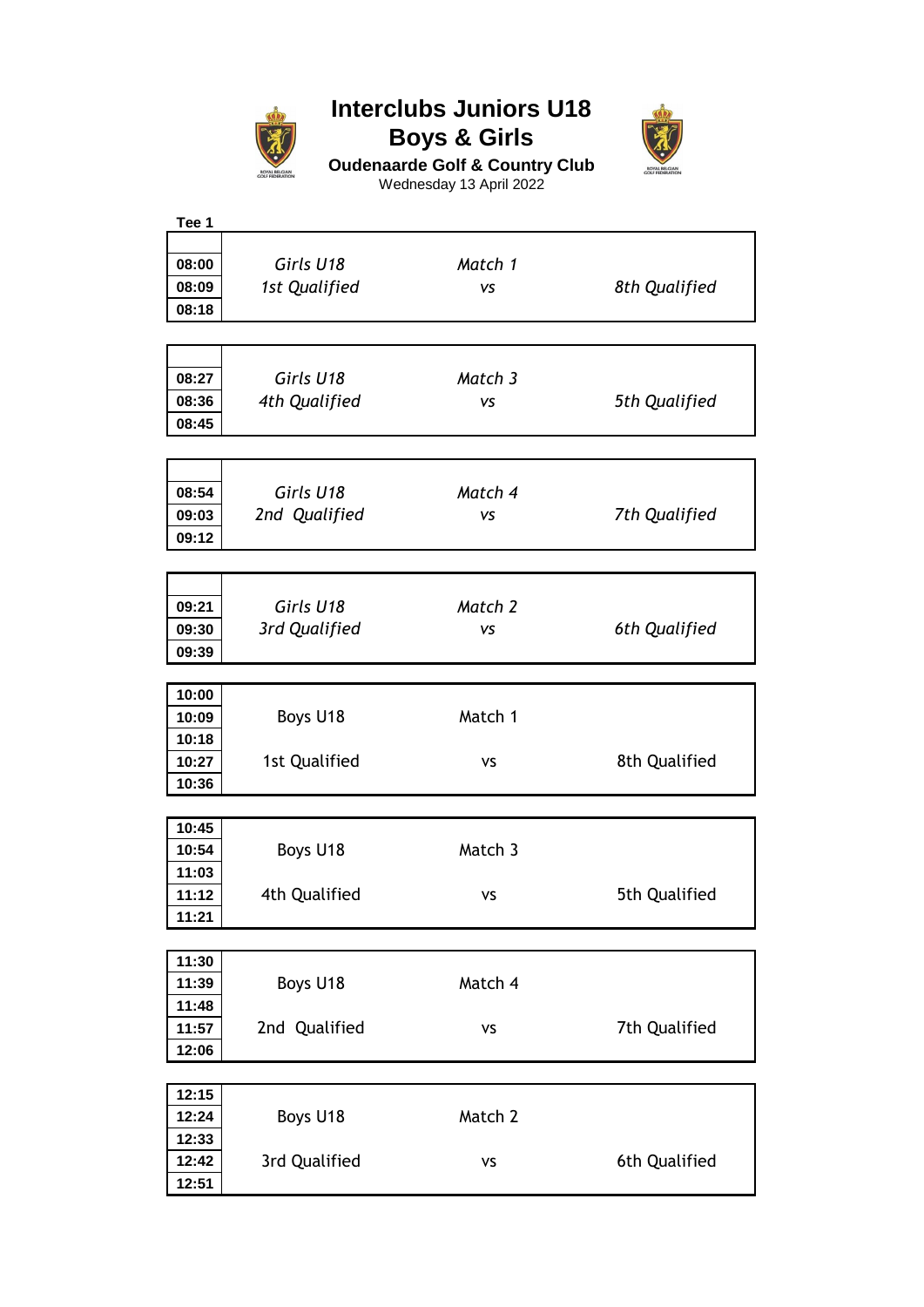# Interclubs Juniors U18
# Boys & Girls

**Oudenaarde Golf & Country Club**

Wednesday 13 April 2022

**Tee 1**

| Time | | | |
|---|---|---|---|
| **08:00** | *Girls U18* | *Match 1* | |
| **08:09** | *1st Qualified* | *vs* | *8th Qualified* |
| **08:18** | | | |

| Time | | | |
|---|---|---|---|
| **08:27** | *Girls U18* | *Match 3* | |
| **08:36** | *4th Qualified* | *vs* | *5th Qualified* |
| **08:45** | | | |

| Time | | | |
|---|---|---|---|
| **08:54** | *Girls U18* | *Match 4* | |
| **09:03** | *2nd Qualified* | *vs* | *7th Qualified* |
| **09:12** | | | |

| Time | | | |
|---|---|---|---|
| **09:21** | *Girls U18* | *Match 2* | |
| **09:30** | *3rd Qualified* | *vs* | *6th Qualified* |
| **09:39** | | | |

| Time | | | |
|---|---|---|---|
| **10:00** | | | |
| **10:09** | Boys U18 | Match 1 | |
| **10:18** | | | |
| **10:27** | 1st Qualified | vs | 8th Qualified |
| **10:36** | | | |

| Time | | | |
|---|---|---|---|
| **10:45** | | | |
| **10:54** | Boys U18 | Match 3 | |
| **11:03** | | | |
| **11:12** | 4th Qualified | vs | 5th Qualified |
| **11:21** | | | |

| Time | | | |
|---|---|---|---|
| **11:30** | | | |
| **11:39** | Boys U18 | Match 4 | |
| **11:48** | | | |
| **11:57** | 2nd Qualified | vs | 7th Qualified |
| **12:06** | | | |

| Time | | | |
|---|---|---|---|
| **12:15** | | | |
| **12:24** | Boys U18 | Match 2 | |
| **12:33** | | | |
| **12:42** | 3rd Qualified | vs | 6th Qualified |
| **12:51** | | | |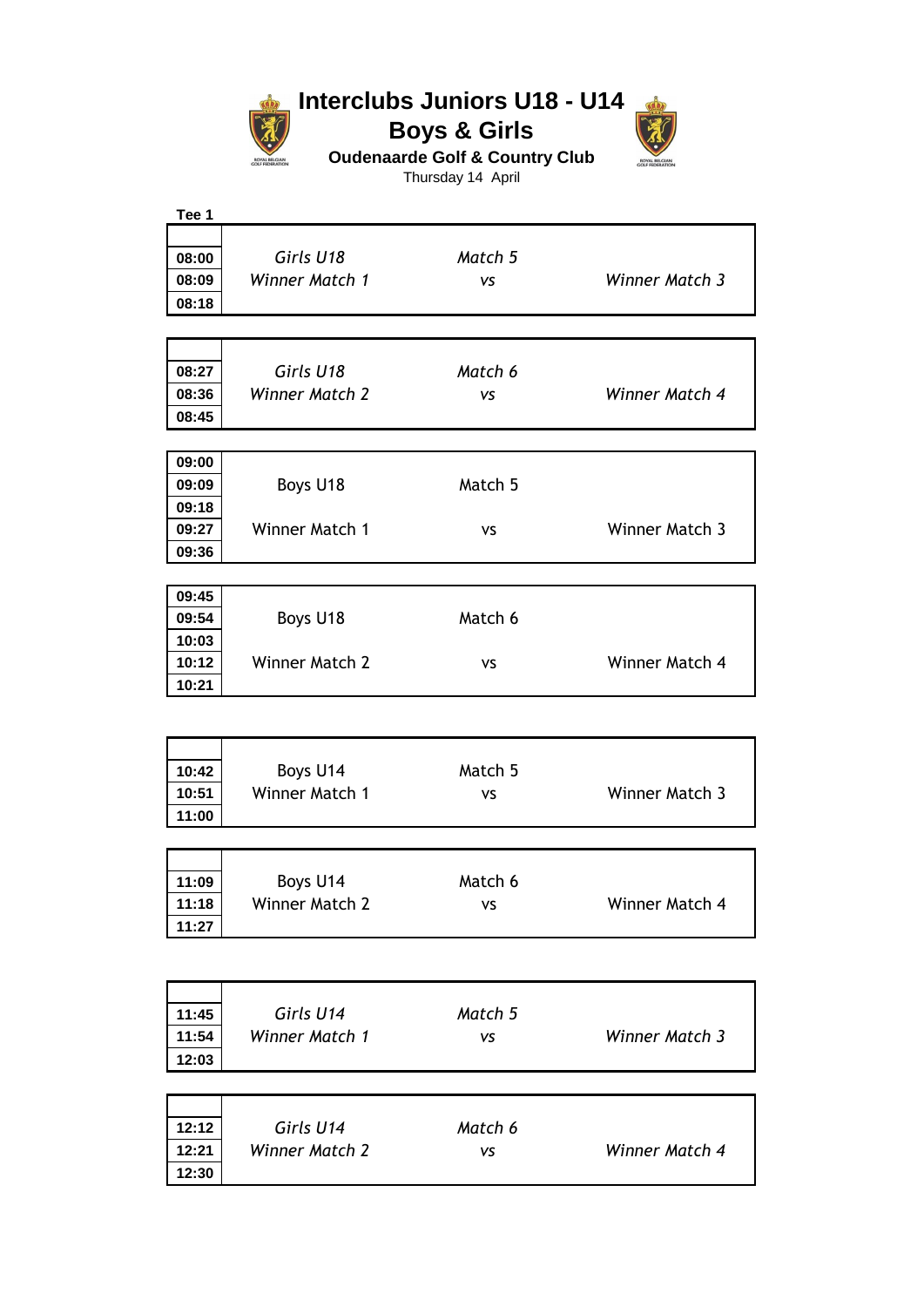# Interclubs Juniors U18 - U14

## Boys & Girls

**Oudenaarde Golf & Country Club**

Thursday 14 April

**Tee 1**

| Time | | | |
|---|---|---|---|
| | | | |
| 08:00 | *Girls U18* | *Match 5* | |
| 08:09 | *Winner Match 1* | *vs* | *Winner Match 3* |
| 08:18 | | | |

| Time | | | |
|---|---|---|---|
| | | | |
| 08:27 | *Girls U18* | *Match 6* | |
| 08:36 | *Winner Match 2* | *vs* | *Winner Match 4* |
| 08:45 | | | |

| Time | | | |
|---|---|---|---|
| 09:00 | | | |
| 09:09 | Boys U18 | Match 5 | |
| 09:18 | | | |
| 09:27 | Winner Match 1 | vs | Winner Match 3 |
| 09:36 | | | |

| Time | | | |
|---|---|---|---|
| 09:45 | | | |
| 09:54 | Boys U18 | Match 6 | |
| 10:03 | | | |
| 10:12 | Winner Match 2 | vs | Winner Match 4 |
| 10:21 | | | |

| Time | | | |
|---|---|---|---|
| | | | |
| 10:42 | Boys U14 | Match 5 | |
| 10:51 | Winner Match 1 | vs | Winner Match 3 |
| 11:00 | | | |

| Time | | | |
|---|---|---|---|
| | | | |
| 11:09 | Boys U14 | Match 6 | |
| 11:18 | Winner Match 2 | vs | Winner Match 4 |
| 11:27 | | | |

| Time | | | |
|---|---|---|---|
| | | | |
| 11:45 | *Girls U14* | *Match 5* | |
| 11:54 | *Winner Match 1* | *vs* | *Winner Match 3* |
| 12:03 | | | |

| Time | | | |
|---|---|---|---|
| | | | |
| 12:12 | *Girls U14* | *Match 6* | |
| 12:21 | *Winner Match 2* | *vs* | *Winner Match 4* |
| 12:30 | | | |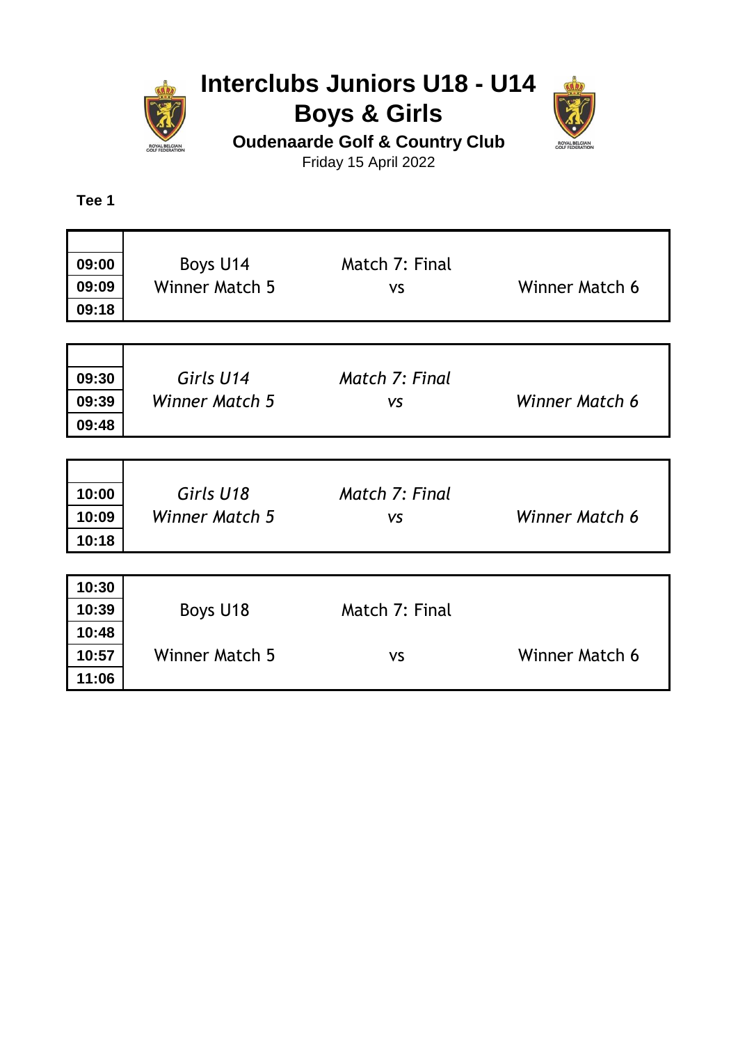# Interclubs Juniors U18 - U14

# Boys & Girls

**Oudenaarde Golf & Country Club**

Friday 15 April 2022

**Tee 1**

| Time | | | |
|---|---|---|---|
| 09:00 | Boys U14 | Match 7: Final | |
| 09:09 | Winner Match 5 | vs | Winner Match 6 |
| 09:18 | | | |

| Time | | | |
|---|---|---|---|
| 09:30 | *Girls U14* | *Match 7: Final* | |
| 09:39 | *Winner Match 5* | *vs* | *Winner Match 6* |
| 09:48 | | | |

| Time | | | |
|---|---|---|---|
| 10:00 | *Girls U18* | *Match 7: Final* | |
| 10:09 | *Winner Match 5* | *vs* | *Winner Match 6* |
| 10:18 | | | |

| Time | | | |
|---|---|---|---|
| 10:30 | | | |
| 10:39 | Boys U18 | Match 7: Final | |
| 10:48 | | | |
| 10:57 | Winner Match 5 | vs | Winner Match 6 |
| 11:06 | | | |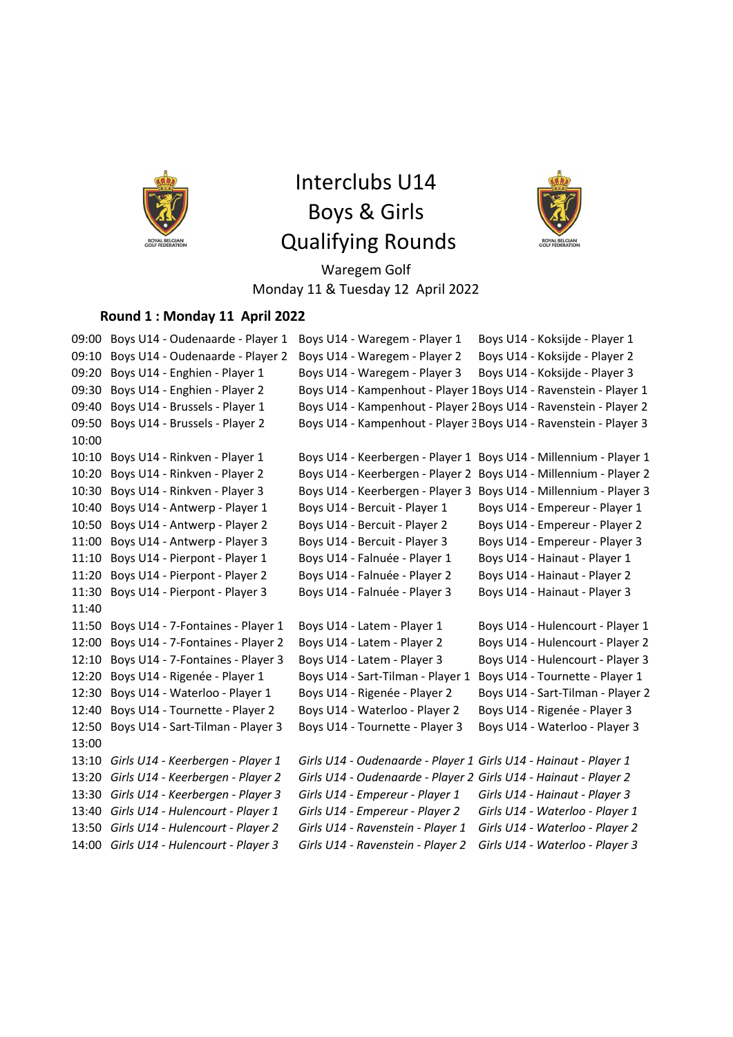# Interclubs U14
# Boys & Girls
# Qualifying Rounds

Waregem Golf

Monday 11 & Tuesday 12 April 2022

**Round 1 : Monday 11 April 2022**

| | | | |
|---|---|---|---|
| 09:00 | Boys U14 - Oudenaarde - Player 1 | Boys U14 - Waregem - Player 1 | Boys U14 - Koksijde - Player 1 |
| 09:10 | Boys U14 - Oudenaarde - Player 2 | Boys U14 - Waregem - Player 2 | Boys U14 - Koksijde - Player 2 |
| 09:20 | Boys U14 - Enghien - Player 1 | Boys U14 - Waregem - Player 3 | Boys U14 - Koksijde - Player 3 |
| 09:30 | Boys U14 - Enghien - Player 2 | Boys U14 - Kampenhout - Player 1 | Boys U14 - Ravenstein - Player 1 |
| 09:40 | Boys U14 - Brussels - Player 1 | Boys U14 - Kampenhout - Player 2 | Boys U14 - Ravenstein - Player 2 |
| 09:50 | Boys U14 - Brussels - Player 2 | Boys U14 - Kampenhout - Player 3 | Boys U14 - Ravenstein - Player 3 |
| 10:00 | | | |
| 10:10 | Boys U14 - Rinkven - Player 1 | Boys U14 - Keerbergen - Player 1 | Boys U14 - Millennium - Player 1 |
| 10:20 | Boys U14 - Rinkven - Player 2 | Boys U14 - Keerbergen - Player 2 | Boys U14 - Millennium - Player 2 |
| 10:30 | Boys U14 - Rinkven - Player 3 | Boys U14 - Keerbergen - Player 3 | Boys U14 - Millennium - Player 3 |
| 10:40 | Boys U14 - Antwerp - Player 1 | Boys U14 - Bercuit - Player 1 | Boys U14 - Empereur - Player 1 |
| 10:50 | Boys U14 - Antwerp - Player 2 | Boys U14 - Bercuit - Player 2 | Boys U14 - Empereur - Player 2 |
| 11:00 | Boys U14 - Antwerp - Player 3 | Boys U14 - Bercuit - Player 3 | Boys U14 - Empereur - Player 3 |
| 11:10 | Boys U14 - Pierpont - Player 1 | Boys U14 - Falnuée - Player 1 | Boys U14 - Hainaut - Player 1 |
| 11:20 | Boys U14 - Pierpont - Player 2 | Boys U14 - Falnuée - Player 2 | Boys U14 - Hainaut - Player 2 |
| 11:30 | Boys U14 - Pierpont - Player 3 | Boys U14 - Falnuée - Player 3 | Boys U14 - Hainaut - Player 3 |
| 11:40 | | | |
| 11:50 | Boys U14 - 7-Fontaines - Player 1 | Boys U14 - Latem - Player 1 | Boys U14 - Hulencourt - Player 1 |
| 12:00 | Boys U14 - 7-Fontaines - Player 2 | Boys U14 - Latem - Player 2 | Boys U14 - Hulencourt - Player 2 |
| 12:10 | Boys U14 - 7-Fontaines - Player 3 | Boys U14 - Latem - Player 3 | Boys U14 - Hulencourt - Player 3 |
| 12:20 | Boys U14 - Rigenée - Player 1 | Boys U14 - Sart-Tilman - Player 1 | Boys U14 - Tournette - Player 1 |
| 12:30 | Boys U14 - Waterloo - Player 1 | Boys U14 - Rigenée - Player 2 | Boys U14 - Sart-Tilman - Player 2 |
| 12:40 | Boys U14 - Tournette - Player 2 | Boys U14 - Waterloo - Player 2 | Boys U14 - Rigenée - Player 3 |
| 12:50 | Boys U14 - Sart-Tilman - Player 3 | Boys U14 - Tournette - Player 3 | Boys U14 - Waterloo - Player 3 |
| 13:00 | | | |
| 13:10 | *Girls U14 - Keerbergen - Player 1* | *Girls U14 - Oudenaarde - Player 1* | *Girls U14 - Hainaut - Player 1* |
| 13:20 | *Girls U14 - Keerbergen - Player 2* | *Girls U14 - Oudenaarde - Player 2* | *Girls U14 - Hainaut - Player 2* |
| 13:30 | *Girls U14 - Keerbergen - Player 3* | *Girls U14 - Empereur - Player 1* | *Girls U14 - Hainaut - Player 3* |
| 13:40 | *Girls U14 - Hulencourt - Player 1* | *Girls U14 - Empereur - Player 2* | *Girls U14 - Waterloo - Player 1* |
| 13:50 | *Girls U14 - Hulencourt - Player 2* | *Girls U14 - Ravenstein - Player 1* | *Girls U14 - Waterloo - Player 2* |
| 14:00 | *Girls U14 - Hulencourt - Player 3* | *Girls U14 - Ravenstein - Player 2* | *Girls U14 - Waterloo - Player 3* |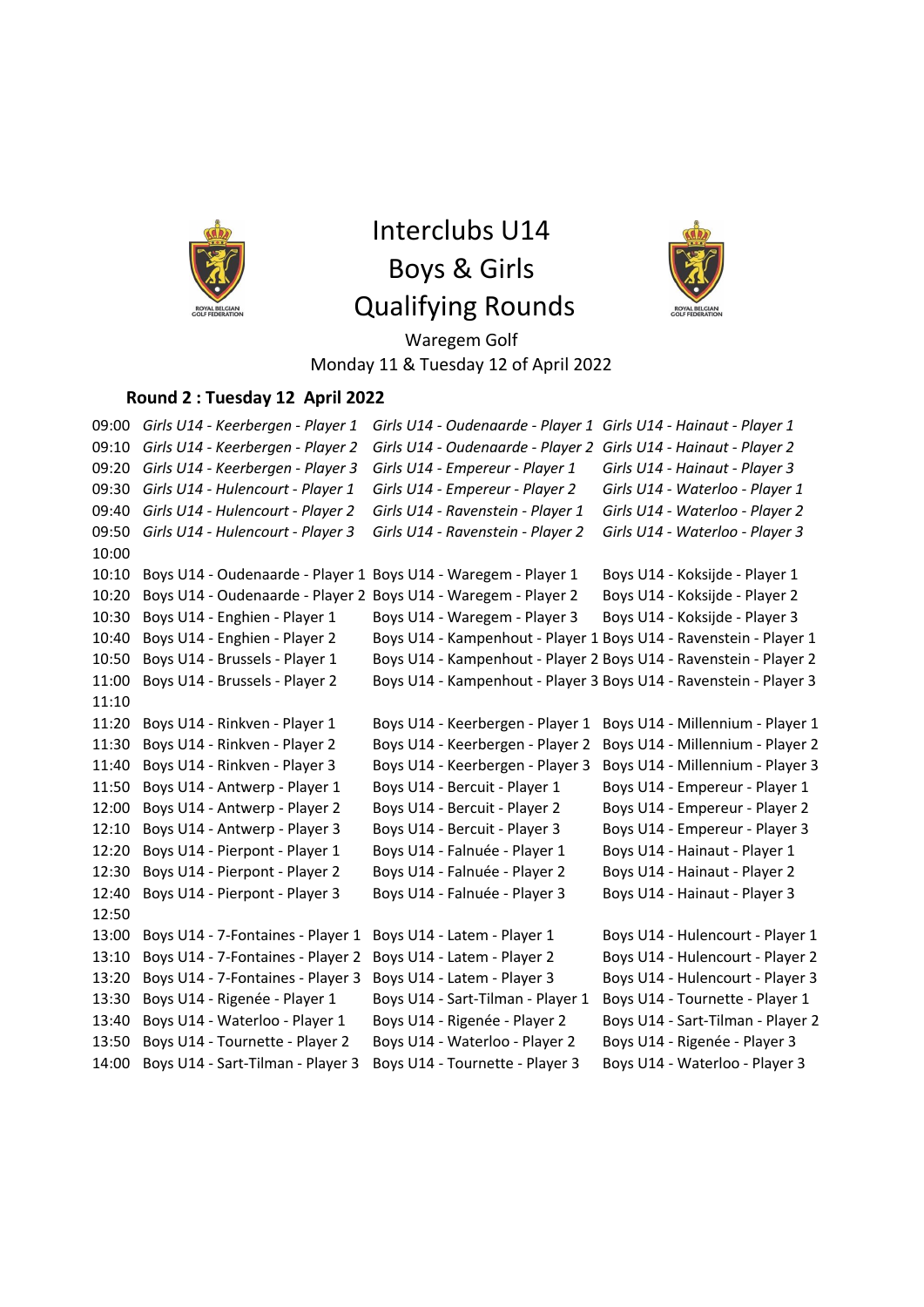# Interclubs U14
# Boys & Girls
# Qualifying Rounds

Waregem Golf

Monday 11 & Tuesday 12 of April 2022

**Round 2 : Tuesday 12 April 2022**

| | | | |
|---|---|---|---|
| 09:00 | *Girls U14 - Keerbergen - Player 1* | *Girls U14 - Oudenaarde - Player 1* | *Girls U14 - Hainaut - Player 1* |
| 09:10 | *Girls U14 - Keerbergen - Player 2* | *Girls U14 - Oudenaarde - Player 2* | *Girls U14 - Hainaut - Player 2* |
| 09:20 | *Girls U14 - Keerbergen - Player 3* | *Girls U14 - Empereur - Player 1* | *Girls U14 - Hainaut - Player 3* |
| 09:30 | *Girls U14 - Hulencourt - Player 1* | *Girls U14 - Empereur - Player 2* | *Girls U14 - Waterloo - Player 1* |
| 09:40 | *Girls U14 - Hulencourt - Player 2* | *Girls U14 - Ravenstein - Player 1* | *Girls U14 - Waterloo - Player 2* |
| 09:50 | *Girls U14 - Hulencourt - Player 3* | *Girls U14 - Ravenstein - Player 2* | *Girls U14 - Waterloo - Player 3* |
| 10:00 | | | |
| 10:10 | Boys U14 - Oudenaarde - Player 1 | Boys U14 - Waregem - Player 1 | Boys U14 - Koksijde - Player 1 |
| 10:20 | Boys U14 - Oudenaarde - Player 2 | Boys U14 - Waregem - Player 2 | Boys U14 - Koksijde - Player 2 |
| 10:30 | Boys U14 - Enghien - Player 1 | Boys U14 - Waregem - Player 3 | Boys U14 - Koksijde - Player 3 |
| 10:40 | Boys U14 - Enghien - Player 2 | Boys U14 - Kampenhout - Player 1 | Boys U14 - Ravenstein - Player 1 |
| 10:50 | Boys U14 - Brussels - Player 1 | Boys U14 - Kampenhout - Player 2 | Boys U14 - Ravenstein - Player 2 |
| 11:00 | Boys U14 - Brussels - Player 2 | Boys U14 - Kampenhout - Player 3 | Boys U14 - Ravenstein - Player 3 |
| 11:10 | | | |
| 11:20 | Boys U14 - Rinkven - Player 1 | Boys U14 - Keerbergen - Player 1 | Boys U14 - Millennium - Player 1 |
| 11:30 | Boys U14 - Rinkven - Player 2 | Boys U14 - Keerbergen - Player 2 | Boys U14 - Millennium - Player 2 |
| 11:40 | Boys U14 - Rinkven - Player 3 | Boys U14 - Keerbergen - Player 3 | Boys U14 - Millennium - Player 3 |
| 11:50 | Boys U14 - Antwerp - Player 1 | Boys U14 - Bercuit - Player 1 | Boys U14 - Empereur - Player 1 |
| 12:00 | Boys U14 - Antwerp - Player 2 | Boys U14 - Bercuit - Player 2 | Boys U14 - Empereur - Player 2 |
| 12:10 | Boys U14 - Antwerp - Player 3 | Boys U14 - Bercuit - Player 3 | Boys U14 - Empereur - Player 3 |
| 12:20 | Boys U14 - Pierpont - Player 1 | Boys U14 - Falnuée - Player 1 | Boys U14 - Hainaut - Player 1 |
| 12:30 | Boys U14 - Pierpont - Player 2 | Boys U14 - Falnuée - Player 2 | Boys U14 - Hainaut - Player 2 |
| 12:40 | Boys U14 - Pierpont - Player 3 | Boys U14 - Falnuée - Player 3 | Boys U14 - Hainaut - Player 3 |
| 12:50 | | | |
| 13:00 | Boys U14 - 7-Fontaines - Player 1 | Boys U14 - Latem - Player 1 | Boys U14 - Hulencourt - Player 1 |
| 13:10 | Boys U14 - 7-Fontaines - Player 2 | Boys U14 - Latem - Player 2 | Boys U14 - Hulencourt - Player 2 |
| 13:20 | Boys U14 - 7-Fontaines - Player 3 | Boys U14 - Latem - Player 3 | Boys U14 - Hulencourt - Player 3 |
| 13:30 | Boys U14 - Rigenée - Player 1 | Boys U14 - Sart-Tilman - Player 1 | Boys U14 - Tournette - Player 1 |
| 13:40 | Boys U14 - Waterloo - Player 1 | Boys U14 - Rigenée - Player 2 | Boys U14 - Sart-Tilman - Player 2 |
| 13:50 | Boys U14 - Tournette - Player 2 | Boys U14 - Waterloo - Player 2 | Boys U14 - Rigenée - Player 3 |
| 14:00 | Boys U14 - Sart-Tilman - Player 3 | Boys U14 - Tournette - Player 3 | Boys U14 - Waterloo - Player 3 |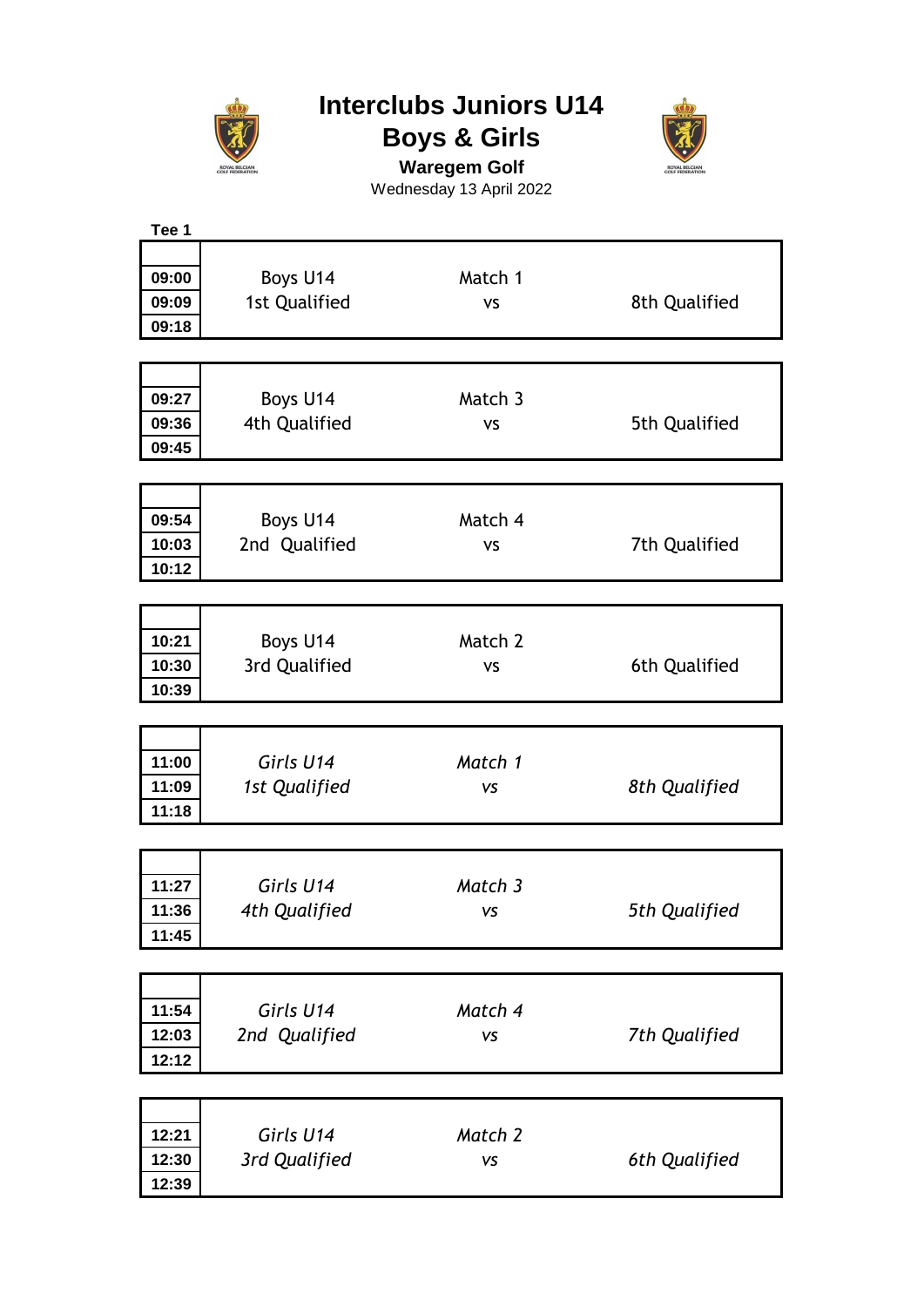# Interclubs Juniors U14

# Boys & Girls

**Waregem Golf**

Wednesday 13 April 2022

**Tee 1**

| | | | |
|---|---|---|---|
| **09:00** | Boys U14 | Match 1 | |
| **09:09** | 1st Qualified | vs | 8th Qualified |
| **09:18** | | | |

| | | | |
|---|---|---|---|
| **09:27** | Boys U14 | Match 3 | |
| **09:36** | 4th Qualified | vs | 5th Qualified |
| **09:45** | | | |

| | | | |
|---|---|---|---|
| **09:54** | Boys U14 | Match 4 | |
| **10:03** | 2nd Qualified | vs | 7th Qualified |
| **10:12** | | | |

| | | | |
|---|---|---|---|
| **10:21** | Boys U14 | Match 2 | |
| **10:30** | 3rd Qualified | vs | 6th Qualified |
| **10:39** | | | |

| | | | |
|---|---|---|---|
| **11:00** | *Girls U14* | *Match 1* | |
| **11:09** | *1st Qualified* | *vs* | *8th Qualified* |
| **11:18** | | | |

| | | | |
|---|---|---|---|
| **11:27** | *Girls U14* | *Match 3* | |
| **11:36** | *4th Qualified* | *vs* | *5th Qualified* |
| **11:45** | | | |

| | | | |
|---|---|---|---|
| **11:54** | *Girls U14* | *Match 4* | |
| **12:03** | *2nd Qualified* | *vs* | *7th Qualified* |
| **12:12** | | | |

| | | | |
|---|---|---|---|
| **12:21** | *Girls U14* | *Match 2* | |
| **12:30** | *3rd Qualified* | *vs* | *6th Qualified* |
| **12:39** | | | |